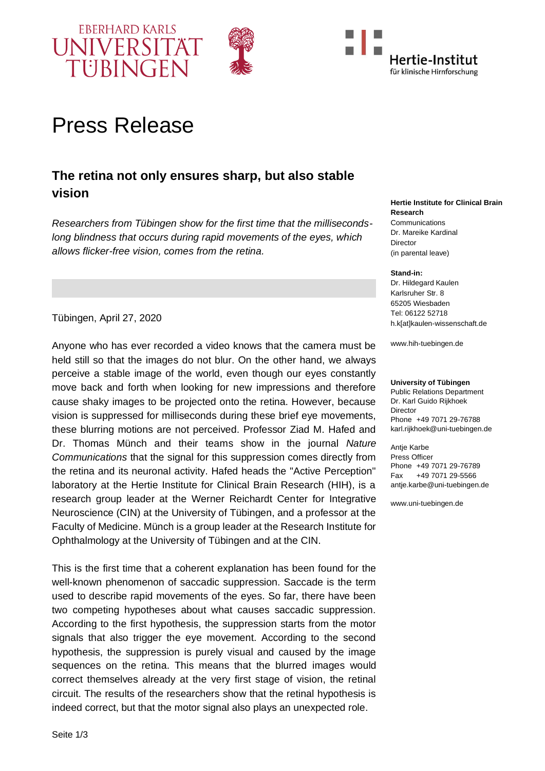# Press Release

## The retina not only ensures sharp, but also stable vision

*Researchers from Tübingen show for the first time that the milliseconds-long blindness that occurs during rapid movements of the eyes, which allows flicker-free vision, comes from the retina.*

Tübingen, April 27, 2020

Anyone who has ever recorded a video knows that the camera must be held still so that the images do not blur. On the other hand, we always perceive a stable image of the world, even though our eyes constantly move back and forth when looking for new impressions and therefore cause shaky images to be projected onto the retina. However, because vision is suppressed for milliseconds during these brief eye movements, these blurring motions are not perceived. Professor Ziad M. Hafed and Dr. Thomas Münch and their teams show in the journal *Nature Communications* that the signal for this suppression comes directly from the retina and its neuronal activity. Hafed heads the "Active Perception" laboratory at the Hertie Institute for Clinical Brain Research (HIH), is a research group leader at the Werner Reichardt Center for Integrative Neuroscience (CIN) at the University of Tübingen, and a professor at the Faculty of Medicine. Münch is a group leader at the Research Institute for Ophthalmology at the University of Tübingen and at the CIN.

This is the first time that a coherent explanation has been found for the well-known phenomenon of saccadic suppression. Saccade is the term used to describe rapid movements of the eyes. So far, there have been two competing hypotheses about what causes saccadic suppression. According to the first hypothesis, the suppression starts from the motor signals that also trigger the eye movement. According to the second hypothesis, the suppression is purely visual and caused by the image sequences on the retina. This means that the blurred images would correct themselves already at the very first stage of vision, the retinal circuit. The results of the researchers show that the retinal hypothesis is indeed correct, but that the motor signal also plays an unexpected role.

**Hertie Institute for Clinical Brain Research**
Communications
Dr. Mareike Kardinal
Director
(in parental leave)

**Stand-in:**
Dr. Hildegard Kaulen
Karlsruher Str. 8
65205 Wiesbaden
Tel: 06122 52718
h.k[at]kaulen-wissenschaft.de

www.hih-tuebingen.de

**University of Tübingen**
Public Relations Department
Dr. Karl Guido Rijkhoek
Director
Phone +49 7071 29-76788
karl.rijkhoek@uni-tuebingen.de

Antje Karbe
Press Officer
Phone +49 7071 29-76789
Fax +49 7071 29-5566
antje.karbe@uni-tuebingen.de

www.uni-tuebingen.de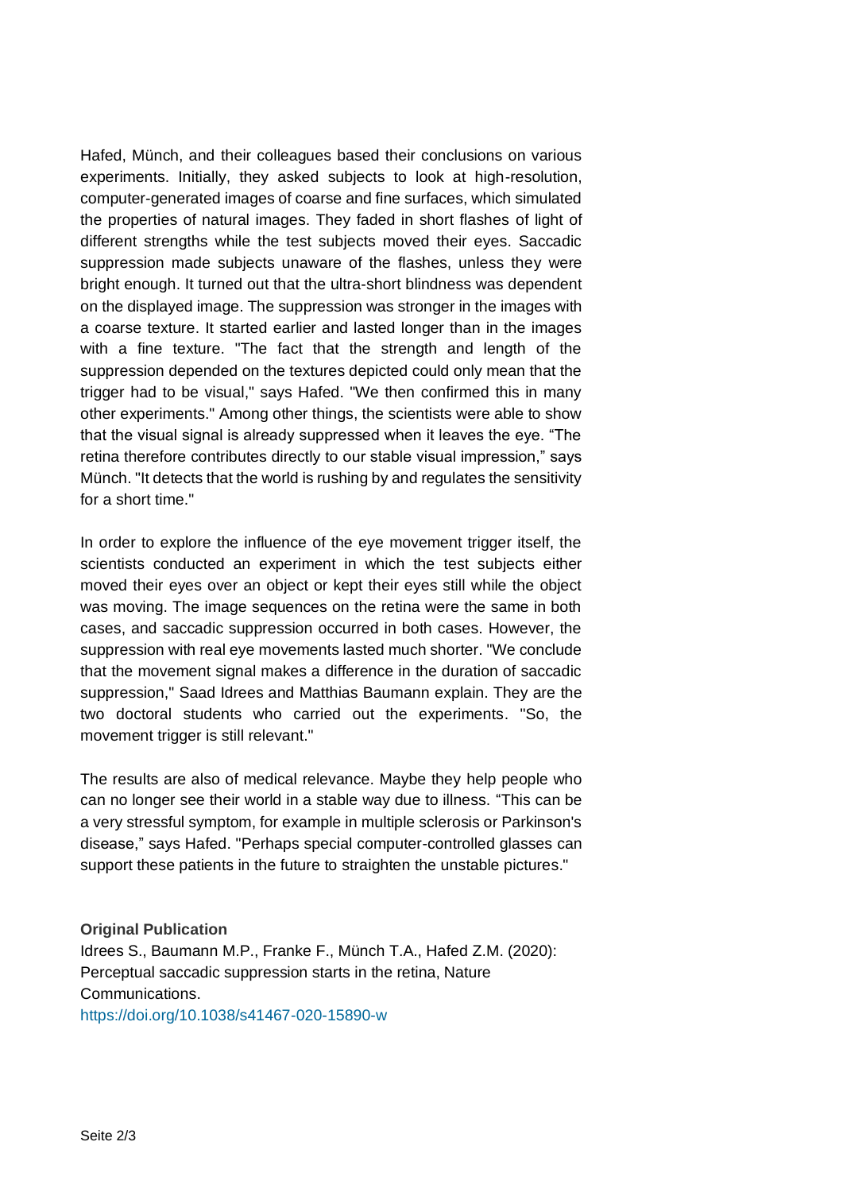Hafed, Münch, and their colleagues based their conclusions on various experiments. Initially, they asked subjects to look at high-resolution, computer-generated images of coarse and fine surfaces, which simulated the properties of natural images. They faded in short flashes of light of different strengths while the test subjects moved their eyes. Saccadic suppression made subjects unaware of the flashes, unless they were bright enough. It turned out that the ultra-short blindness was dependent on the displayed image. The suppression was stronger in the images with a coarse texture. It started earlier and lasted longer than in the images with a fine texture. "The fact that the strength and length of the suppression depended on the textures depicted could only mean that the trigger had to be visual," says Hafed. "We then confirmed this in many other experiments." Among other things, the scientists were able to show that the visual signal is already suppressed when it leaves the eye. "The retina therefore contributes directly to our stable visual impression," says Münch. "It detects that the world is rushing by and regulates the sensitivity for a short time."

In order to explore the influence of the eye movement trigger itself, the scientists conducted an experiment in which the test subjects either moved their eyes over an object or kept their eyes still while the object was moving. The image sequences on the retina were the same in both cases, and saccadic suppression occurred in both cases. However, the suppression with real eye movements lasted much shorter. "We conclude that the movement signal makes a difference in the duration of saccadic suppression," Saad Idrees and Matthias Baumann explain. They are the two doctoral students who carried out the experiments. "So, the movement trigger is still relevant."

The results are also of medical relevance. Maybe they help people who can no longer see their world in a stable way due to illness. "This can be a very stressful symptom, for example in multiple sclerosis or Parkinson's disease," says Hafed. "Perhaps special computer-controlled glasses can support these patients in the future to straighten the unstable pictures."

**Original Publication**

Idrees S., Baumann M.P., Franke F., Münch T.A., Hafed Z.M. (2020): Perceptual saccadic suppression starts in the retina, Nature Communications.
https://doi.org/10.1038/s41467-020-15890-w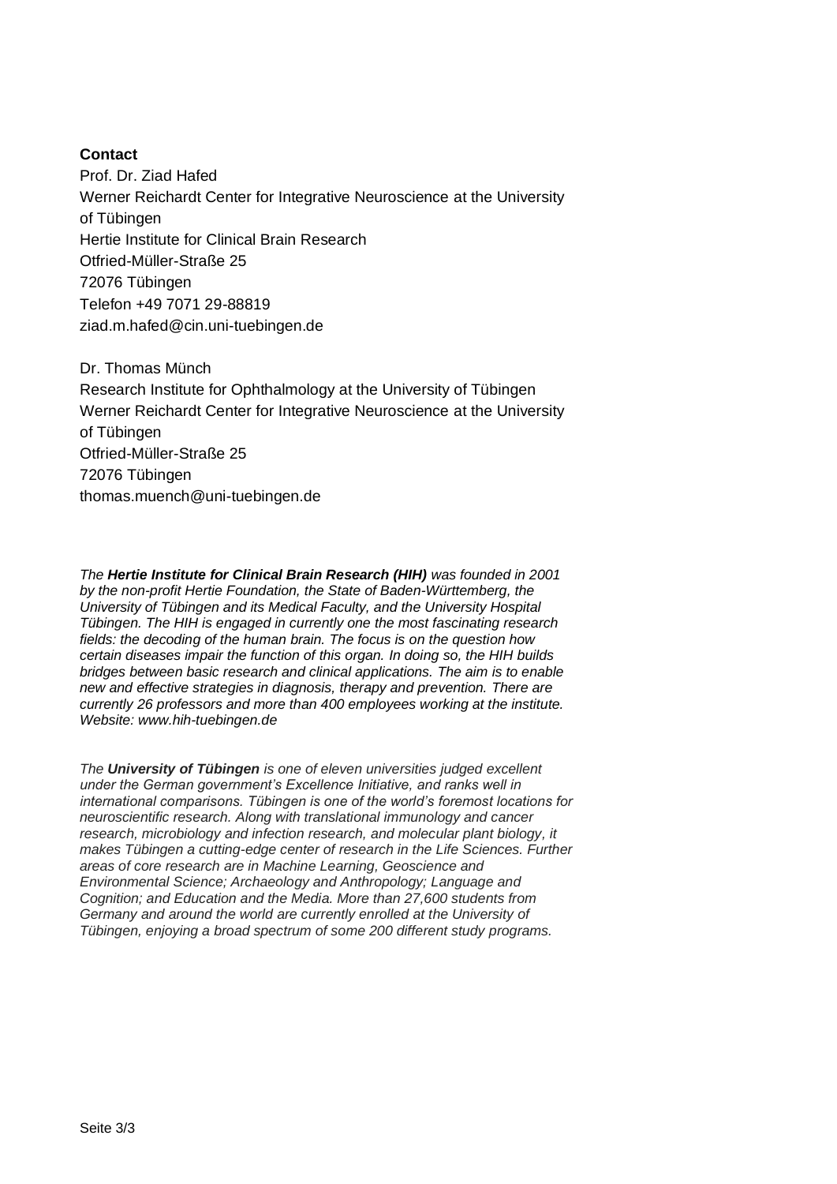**Contact**

Prof. Dr. Ziad Hafed
Werner Reichardt Center for Integrative Neuroscience at the University of Tübingen
Hertie Institute for Clinical Brain Research
Otfried-Müller-Straße 25
72076 Tübingen
Telefon +49 7071 29-88819
ziad.m.hafed@cin.uni-tuebingen.de

Dr. Thomas Münch
Research Institute for Ophthalmology at the University of Tübingen
Werner Reichardt Center for Integrative Neuroscience at the University of Tübingen
Otfried-Müller-Straße 25
72076 Tübingen
thomas.muench@uni-tuebingen.de

*The **Hertie Institute for Clinical Brain Research (HIH)** was founded in 2001 by the non-profit Hertie Foundation, the State of Baden-Württemberg, the University of Tübingen and its Medical Faculty, and the University Hospital Tübingen. The HIH is engaged in currently one the most fascinating research fields: the decoding of the human brain. The focus is on the question how certain diseases impair the function of this organ. In doing so, the HIH builds bridges between basic research and clinical applications. The aim is to enable new and effective strategies in diagnosis, therapy and prevention. There are currently 26 professors and more than 400 employees working at the institute. Website: www.hih-tuebingen.de*

*The **University of Tübingen** is one of eleven universities judged excellent under the German government's Excellence Initiative, and ranks well in international comparisons. Tübingen is one of the world's foremost locations for neuroscientific research. Along with translational immunology and cancer research, microbiology and infection research, and molecular plant biology, it makes Tübingen a cutting-edge center of research in the Life Sciences. Further areas of core research are in Machine Learning, Geoscience and Environmental Science; Archaeology and Anthropology; Language and Cognition; and Education and the Media. More than 27,600 students from Germany and around the world are currently enrolled at the University of Tübingen, enjoying a broad spectrum of some 200 different study programs.*